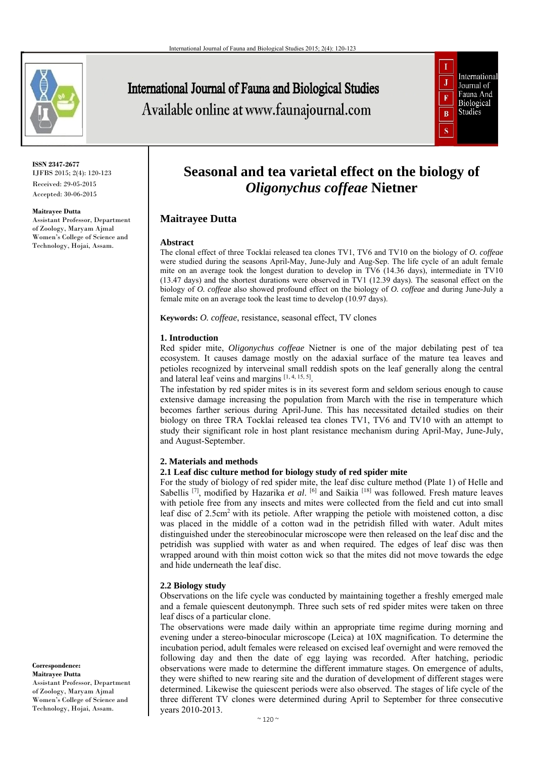ISSN 2347-2677
IJFBS 2015; 2(4): 120-123
Received: 29-05-2015
Accepted: 30-06-2015

**Maitrayee Dutta**
Assistant Professor, Department of Zoology, Maryam Ajmal Women's College of Science and Technology, Hojai, Assam.

**Correspondence:**
**Maitrayee Dutta**
Assistant Professor, Department of Zoology, Maryam Ajmal Women's College of Science and Technology, Hojai, Assam.

# Seasonal and tea varietal effect on the biology of *Oligonychus coffeae* Nietner

## Maitrayee Dutta

### Abstract

The clonal effect of three Tocklai released tea clones TV1, TV6 and TV10 on the biology of *O. coffeae* were studied during the seasons April-May, June-July and Aug-Sep. The life cycle of an adult female mite on an average took the longest duration to develop in TV6 (14.36 days), intermediate in TV10 (13.47 days) and the shortest durations were observed in TV1 (12.39 days). The seasonal effect on the biology of *O. coffeae* also showed profound effect on the biology of *O. coffeae* and during June-July a female mite on an average took the least time to develop (10.97 days).

**Keywords:** *O. coffeae*, resistance, seasonal effect, TV clones

### 1. Introduction

Red spider mite, *Oligonychus coffeae* Nietner is one of the major debilating pest of tea ecosystem. It causes damage mostly on the adaxial surface of the mature tea leaves and petioles recognized by interveinal small reddish spots on the leaf generally along the central and lateral leaf veins and margins [1, 4, 15, 5].

The infestation by red spider mites is in its severest form and seldom serious enough to cause extensive damage increasing the population from March with the rise in temperature which becomes farther serious during April-June. This has necessitated detailed studies on their biology on three TRA Tocklai released tea clones TV1, TV6 and TV10 with an attempt to study their significant role in host plant resistance mechanism during April-May, June-July, and August-September.

### 2. Materials and methods

#### 2.1 Leaf disc culture method for biology study of red spider mite

For the study of biology of red spider mite, the leaf disc culture method (Plate 1) of Helle and Sabellis [7], modified by Hazarika *et al*. [6] and Saikia [18] was followed. Fresh mature leaves with petiole free from any insects and mites were collected from the field and cut into small leaf disc of 2.5cm$^2$ with its petiole. After wrapping the petiole with moistened cotton, a disc was placed in the middle of a cotton wad in the petridish filled with water. Adult mites distinguished under the stereobinocular microscope were then released on the leaf disc and the petridish was supplied with water as and when required. The edges of leaf disc was then wrapped around with thin moist cotton wick so that the mites did not move towards the edge and hide underneath the leaf disc.

#### 2.2 Biology study

Observations on the life cycle was conducted by maintaining together a freshly emerged male and a female quiescent deutonymph. Three such sets of red spider mites were taken on three leaf discs of a particular clone.

The observations were made daily within an appropriate time regime during morning and evening under a stereo-binocular microscope (Leica) at 10X magnification. To determine the incubation period, adult females were released on excised leaf overnight and were removed the following day and then the date of egg laying was recorded. After hatching, periodic observations were made to determine the different immature stages. On emergence of adults, they were shifted to new rearing site and the duration of development of different stages were determined. Likewise the quiescent periods were also observed. The stages of life cycle of the three different TV clones were determined during April to September for three consecutive years 2010-2013.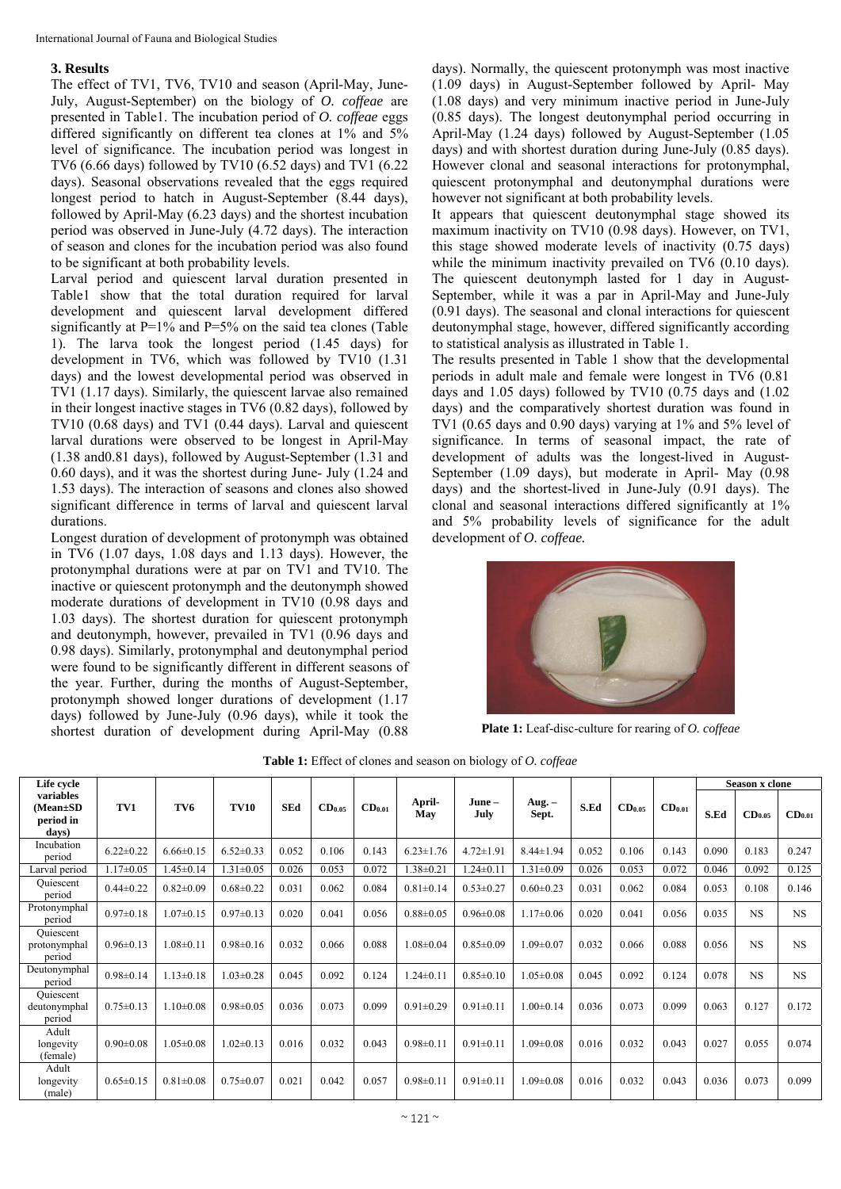## 3. Results

The effect of TV1, TV6, TV10 and season (April-May, June-July, August-September) on the biology of *O. coffeae* are presented in Table1. The incubation period of *O. coffeae* eggs differed significantly on different tea clones at 1% and 5% level of significance. The incubation period was longest in TV6 (6.66 days) followed by TV10 (6.52 days) and TV1 (6.22 days). Seasonal observations revealed that the eggs required longest period to hatch in August-September (8.44 days), followed by April-May (6.23 days) and the shortest incubation period was observed in June-July (4.72 days). The interaction of season and clones for the incubation period was also found to be significant at both probability levels.

Larval period and quiescent larval duration presented in Table1 show that the total duration required for larval development and quiescent larval development differed significantly at P=1% and P=5% on the said tea clones (Table 1). The larva took the longest period (1.45 days) for development in TV6, which was followed by TV10 (1.31 days) and the lowest developmental period was observed in TV1 (1.17 days). Similarly, the quiescent larvae also remained in their longest inactive stages in TV6 (0.82 days), followed by TV10 (0.68 days) and TV1 (0.44 days). Larval and quiescent larval durations were observed to be longest in April-May (1.38 and0.81 days), followed by August-September (1.31 and 0.60 days), and it was the shortest during June- July (1.24 and 1.53 days). The interaction of seasons and clones also showed significant difference in terms of larval and quiescent larval durations.

Longest duration of development of protonymph was obtained in TV6 (1.07 days, 1.08 days and 1.13 days). However, the protonymphal durations were at par on TV1 and TV10. The inactive or quiescent protonymph and the deutonymph showed moderate durations of development in TV10 (0.98 days and 1.03 days). The shortest duration for quiescent protonymph and deutonymph, however, prevailed in TV1 (0.96 days and 0.98 days). Similarly, protonymphal and deutonymphal period were found to be significantly different in different seasons of the year. Further, during the months of August-September, protonymph showed longer durations of development (1.17 days) followed by June-July (0.96 days), while it took the shortest duration of development during April-May (0.88 days). Normally, the quiescent protonymph was most inactive (1.09 days) in August-September followed by April- May (1.08 days) and very minimum inactive period in June-July (0.85 days). The longest deutonymphal period occurring in April-May (1.24 days) followed by August-September (1.05 days) and with shortest duration during June-July (0.85 days). However clonal and seasonal interactions for protonymphal, quiescent protonymphal and deutonymphal durations were however not significant at both probability levels.

It appears that quiescent deutonymphal stage showed its maximum inactivity on TV10 (0.98 days). However, on TV1, this stage showed moderate levels of inactivity (0.75 days) while the minimum inactivity prevailed on TV6 (0.10 days). The quiescent deutonymph lasted for 1 day in August-September, while it was a par in April-May and June-July (0.91 days). The seasonal and clonal interactions for quiescent deutonymphal stage, however, differed significantly according to statistical analysis as illustrated in Table 1.

The results presented in Table 1 show that the developmental periods in adult male and female were longest in TV6 (0.81 days and 1.05 days) followed by TV10 (0.75 days and (1.02 days) and the comparatively shortest duration was found in TV1 (0.65 days and 0.90 days) varying at 1% and 5% level of significance. In terms of seasonal impact, the rate of development of adults was the longest-lived in August-September (1.09 days), but moderate in April- May (0.98 days) and the shortest-lived in June-July (0.91 days). The clonal and seasonal interactions differed significantly at 1% and 5% probability levels of significance for the adult development of *O. coffeae.*

**Plate 1:** Leaf-disc-culture for rearing of *O. coffeae*

**Table 1:** Effect of clones and season on biology of *O. coffeae*

| Life cycle variables (Mean±SD period in days) | TV1 | TV6 | TV10 | SEd | $CD_{0.05}$ | $CD_{0.01}$ | April-May | June – July | Aug. – Sept. | S.Ed | $CD_{0.05}$ | $CD_{0.01}$ | Season x clone | | |
|---|---|---|---|---|---|---|---|---|---|---|---|---|---|---|---|
| | | | | | | | | | | | | | S.Ed | $CD_{0.05}$ | $CD_{0.01}$ |
| Incubation period | 6.22±0.22 | 6.66±0.15 | 6.52±0.33 | 0.052 | 0.106 | 0.143 | 6.23±1.76 | 4.72±1.91 | 8.44±1.94 | 0.052 | 0.106 | 0.143 | 0.090 | 0.183 | 0.247 |
| Larval period | 1.17±0.05 | 1.45±0.14 | 1.31±0.05 | 0.026 | 0.053 | 0.072 | 1.38±0.21 | 1.24±0.11 | 1.31±0.09 | 0.026 | 0.053 | 0.072 | 0.046 | 0.092 | 0.125 |
| Quiescent period | 0.44±0.22 | 0.82±0.09 | 0.68±0.22 | 0.031 | 0.062 | 0.084 | 0.81±0.14 | 0.53±0.27 | 0.60±0.23 | 0.031 | 0.062 | 0.084 | 0.053 | 0.108 | 0.146 |
| Protonymphal period | 0.97±0.18 | 1.07±0.15 | 0.97±0.13 | 0.020 | 0.041 | 0.056 | 0.88±0.05 | 0.96±0.08 | 1.17±0.06 | 0.020 | 0.041 | 0.056 | 0.035 | NS | NS |
| Quiescent protonymphal period | 0.96±0.13 | 1.08±0.11 | 0.98±0.16 | 0.032 | 0.066 | 0.088 | 1.08±0.04 | 0.85±0.09 | 1.09±0.07 | 0.032 | 0.066 | 0.088 | 0.056 | NS | NS |
| Deutonymphal period | 0.98±0.14 | 1.13±0.18 | 1.03±0.28 | 0.045 | 0.092 | 0.124 | 1.24±0.11 | 0.85±0.10 | 1.05±0.08 | 0.045 | 0.092 | 0.124 | 0.078 | NS | NS |
| Quiescent deutonymphal period | 0.75±0.13 | 1.10±0.08 | 0.98±0.05 | 0.036 | 0.073 | 0.099 | 0.91±0.29 | 0.91±0.11 | 1.00±0.14 | 0.036 | 0.073 | 0.099 | 0.063 | 0.127 | 0.172 |
| Adult longevity (female) | 0.90±0.08 | 1.05±0.08 | 1.02±0.13 | 0.016 | 0.032 | 0.043 | 0.98±0.11 | 0.91±0.11 | 1.09±0.08 | 0.016 | 0.032 | 0.043 | 0.027 | 0.055 | 0.074 |
| Adult longevity (male) | 0.65±0.15 | 0.81±0.08 | 0.75±0.07 | 0.021 | 0.042 | 0.057 | 0.98±0.11 | 0.91±0.11 | 1.09±0.08 | 0.016 | 0.032 | 0.043 | 0.036 | 0.073 | 0.099 |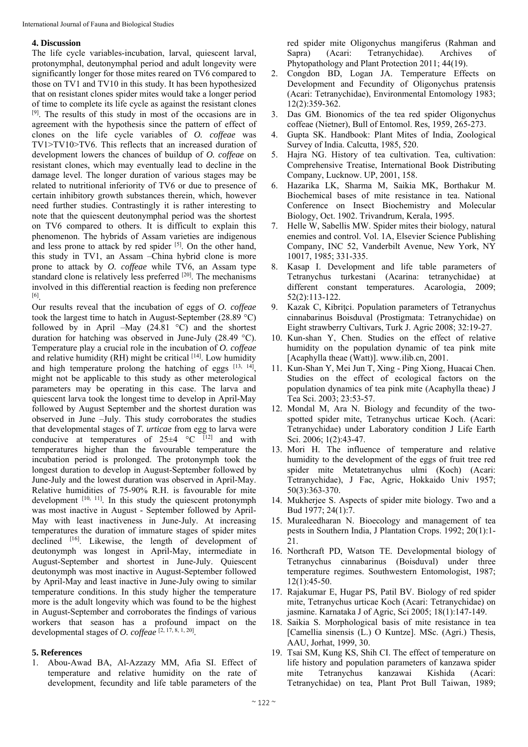## 4. Discussion

The life cycle variables-incubation, larval, quiescent larval, protonymphal, deutonymphal period and adult longevity were significantly longer for those mites reared on TV6 compared to those on TV1 and TV10 in this study. It has been hypothesized that on resistant clones spider mites would take a longer period of time to complete its life cycle as against the resistant clones [9]. The results of this study in most of the occasions are in agreement with the hypothesis since the pattern of effect of clones on the life cycle variables of *O. coffeae* was TV1>TV10>TV6. This reflects that an increased duration of development lowers the chances of buildup of *O. coffeae* on resistant clones, which may eventually lead to decline in the damage level. The longer duration of various stages may be related to nutritional inferiority of TV6 or due to presence of certain inhibitory growth substances therein, which, however need further studies. Contrastingly it is rather interesting to note that the quiescent deutonymphal period was the shortest on TV6 compared to others. It is difficult to explain this phenomenon. The hybrids of Assam varieties are indigenous and less prone to attack by red spider [5]. On the other hand, this study in TV1, an Assam –China hybrid clone is more prone to attack by *O. coffeae* while TV6, an Assam type standard clone is relatively less preferred [20]. The mechanisms involved in this differential reaction is feeding non preference [6].

Our results reveal that the incubation of eggs of *O. coffeae* took the largest time to hatch in August-September (28.89 °C) followed by in April –May (24.81 °C) and the shortest duration for hatching was observed in June-July (28.49 °C). Temperature play a crucial role in the incubation of *O. coffeae* and relative humidity (RH) might be critical [14]. Low humidity and high temperature prolong the hatching of eggs [13, 14], might not be applicable to this study as other meterological parameters may be operating in this case. The larva and quiescent larva took the longest time to develop in April-May followed by August September and the shortest duration was observed in June –July. This study corroborates the studies that developmental stages of *T. urticae* from egg to larva were conducive at temperatures of 25±4 °C [12] and with temperatures higher than the favourable temperature the incubation period is prolonged. The protonymph took the longest duration to develop in August-September followed by June-July and the lowest duration was observed in April-May. Relative humidities of 75-90% R.H. is favourable for mite development [10, 11]. In this study the quiescent protonymph was most inactive in August - September followed by April-May with least inactiveness in June-July. At increasing temperatures the duration of immature stages of spider mites declined [16]. Likewise, the length of development of deutonymph was longest in April-May, intermediate in August-September and shortest in June-July. Quiescent deutonymph was most inactive in August-September followed by April-May and least inactive in June-July owing to similar temperature conditions. In this study higher the temperature more is the adult longevity which was found to be the highest in August-September and corroborates the findings of various workers that season has a profound impact on the developmental stages of *O. coffeae* [2, 17, 8, 1, 20].

## 5. References

1. Abou-Awad BA, Al-Azzazy MM, Afia SI. Effect of temperature and relative humidity on the rate of development, fecundity and life table parameters of the red spider mite Oligonychus mangiferus (Rahman and Sapra) (Acari: Tetranychidae). Archives of Phytopathology and Plant Protection 2011; 44(19).
2. Congdon BD, Logan JA. Temperature Effects on Development and Fecundity of Oligonychus pratensis (Acari: Tetranychidae), Environmental Entomology 1983; 12(2):359-362.
3. Das GM. Bionomics of the tea red spider Oligonychus coffeae (Nietner), Bull of Entomol. Res, 1959, 265-273.
4. Gupta SK. Handbook: Plant Mites of India, Zoological Survey of India. Calcutta, 1985, 520.
5. Hajra NG. History of tea cultivation. Tea, cultivation: Comprehensive Treatise, International Book Distributing Company, Lucknow. UP, 2001, 158.
6. Hazarika LK, Sharma M, Saikia MK, Borthakur M. Biochemical bases of mite resistance in tea. National Conference on Insect Biochemistry and Molecular Biology, Oct. 1902. Trivandrum, Kerala, 1995.
7. Helle W, Sabellis MW. Spider mites their biology, natural enemies and control. Vol. 1A, Elsevier Science Publishing Company, INC 52, Vanderbilt Avenue, New York, NY 10017, 1985; 331-335.
8. Kasap I. Development and life table parameters of Tetranychus turkestani (Acarina: tetranychidae) at different constant temperatures. Acarologia, 2009; 52(2):113-122.
9. Kazak C, Kibriţci. Population parameters of Tetranychus cinnabarinus Boisduval (Prostigmata: Tetranychidae) on Eight strawberry Cultivars, Turk J. Agric 2008; 32:19-27.
10. Kun-shan Y, Chen. Studies on the effect of relative humidity on the population dynamic of tea pink mite [Acaphylla theae (Watt)]. www.ilib.cn, 2001.
11. Kun-Shan Y, Mei Jun T, Xing - Ping Xiong, Huacai Chen. Studies on the effect of ecological factors on the population dynamics of tea pink mite (Acaphylla theae) J Tea Sci. 2003; 23:53-57.
12. Mondal M, Ara N. Biology and fecundity of the two-spotted spider mite, Tetranychus urticae Koch. (Acari: Tetranychidae) under Laboratory condition J Life Earth Sci. 2006; 1(2):43-47.
13. Mori H. The influence of temperature and relative humidity to the development of the eggs of fruit tree red spider mite Metatetranychus ulmi (Koch) (Acari: Tetranychidae), J Fac, Agric, Hokkaido Univ 1957; 50(3):363-370.
14. Mukherjee S. Aspects of spider mite biology. Two and a Bud 1977; 24(1):7.
15. Muraleedharan N. Bioecology and management of tea pests in Southern India, J Plantation Crops. 1992; 20(1):1-21.
16. Northcraft PD, Watson TE. Developmental biology of Tetranychus cinnabarinus (Boisduval) under three temperature regimes. Southwestern Entomologist, 1987; 12(1):45-50.
17. Rajakumar E, Hugar PS, Patil BV. Biology of red spider mite, Tetranychus urticae Koch (Acari: Tetranychidae) on jasmine. Karnataka J of Agric, Sci 2005; 18(1):147-149.
18. Saikia S. Morphological basis of mite resistance in tea [Camellia sinensis (L.) O Kuntze]. MSc. (Agri.) Thesis, AAU, Jorhat, 1999, 30.
19. Tsai SM, Kung KS, Shih CI. The effect of temperature on life history and population parameters of kanzawa spider mite Tetranychus kanzawai Kishida (Acari: Tetranychidae) on tea, Plant Prot Bull Taiwan, 1989;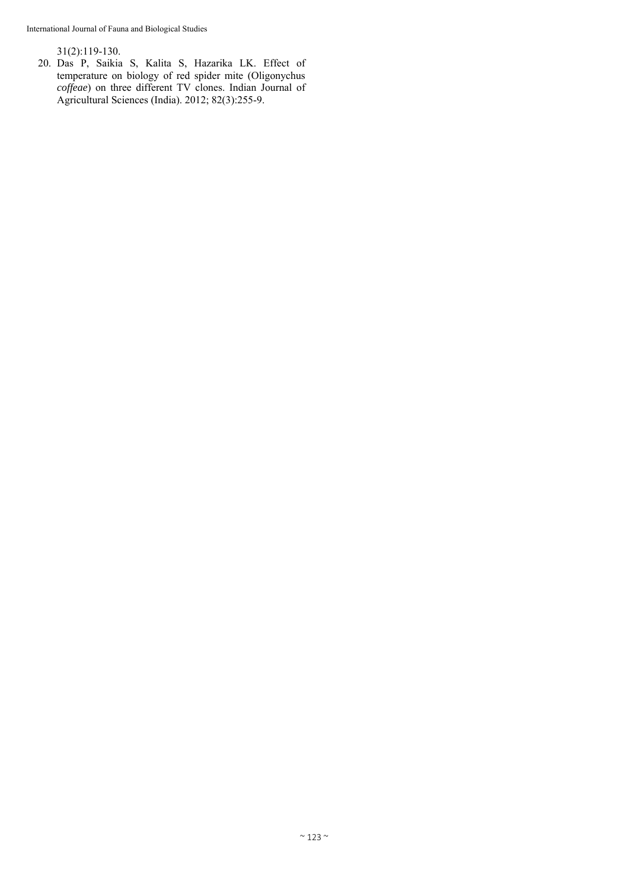31(2):119-130.

20. Das P, Saikia S, Kalita S, Hazarika LK. Effect of temperature on biology of red spider mite (Oligonychus *coffeae*) on three different TV clones. Indian Journal of Agricultural Sciences (India). 2012; 82(3):255-9.